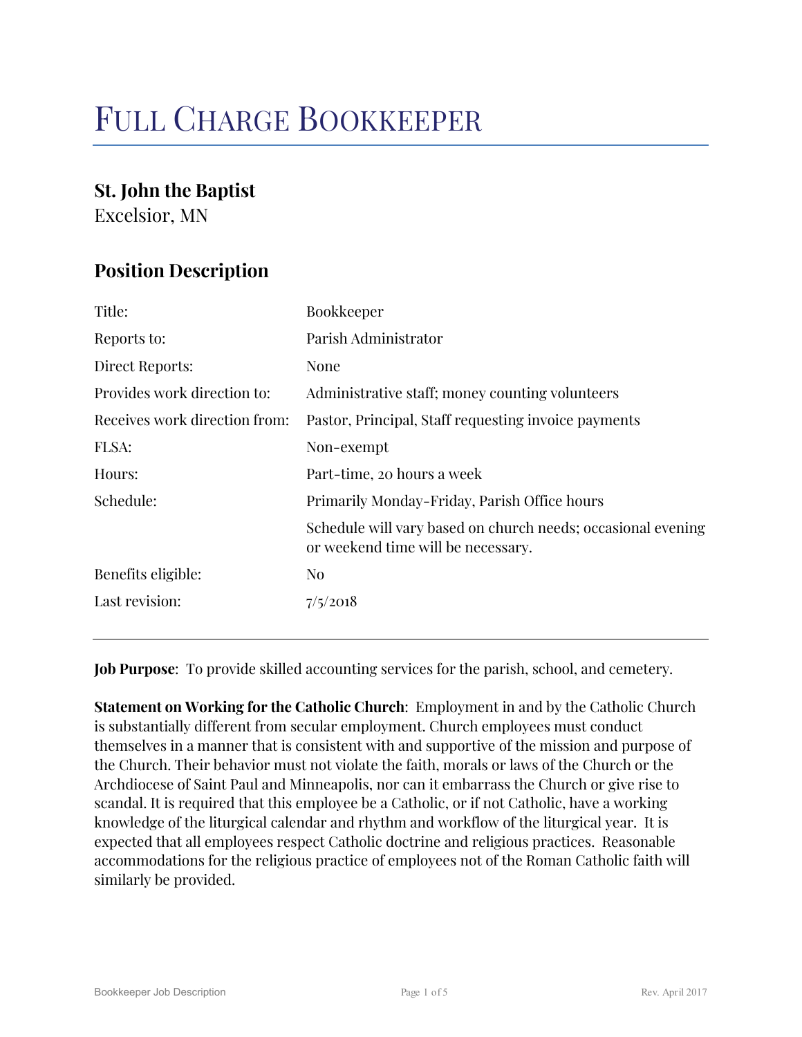# Full Charge Bookkeeper

## St. John the Baptist

Excelsior, MN

## Position Description

| | |
|---|---|
| Title: | Bookkeeper |
| Reports to: | Parish Administrator |
| Direct Reports: | None |
| Provides work direction to: | Administrative staff; money counting volunteers |
| Receives work direction from: | Pastor, Principal, Staff requesting invoice payments |
| FLSA: | Non-exempt |
| Hours: | Part-time, 20 hours a week |
| Schedule: | Primarily Monday-Friday, Parish Office hours |
| | Schedule will vary based on church needs; occasional evening or weekend time will be necessary. |
| Benefits eligible: | No |
| Last revision: | 7/5/2018 |

---

**Job Purpose**: To provide skilled accounting services for the parish, school, and cemetery.

**Statement on Working for the Catholic Church**: Employment in and by the Catholic Church is substantially different from secular employment. Church employees must conduct themselves in a manner that is consistent with and supportive of the mission and purpose of the Church. Their behavior must not violate the faith, morals or laws of the Church or the Archdiocese of Saint Paul and Minneapolis, nor can it embarrass the Church or give rise to scandal. It is required that this employee be a Catholic, or if not Catholic, have a working knowledge of the liturgical calendar and rhythm and workflow of the liturgical year. It is expected that all employees respect Catholic doctrine and religious practices. Reasonable accommodations for the religious practice of employees not of the Roman Catholic faith will similarly be provided.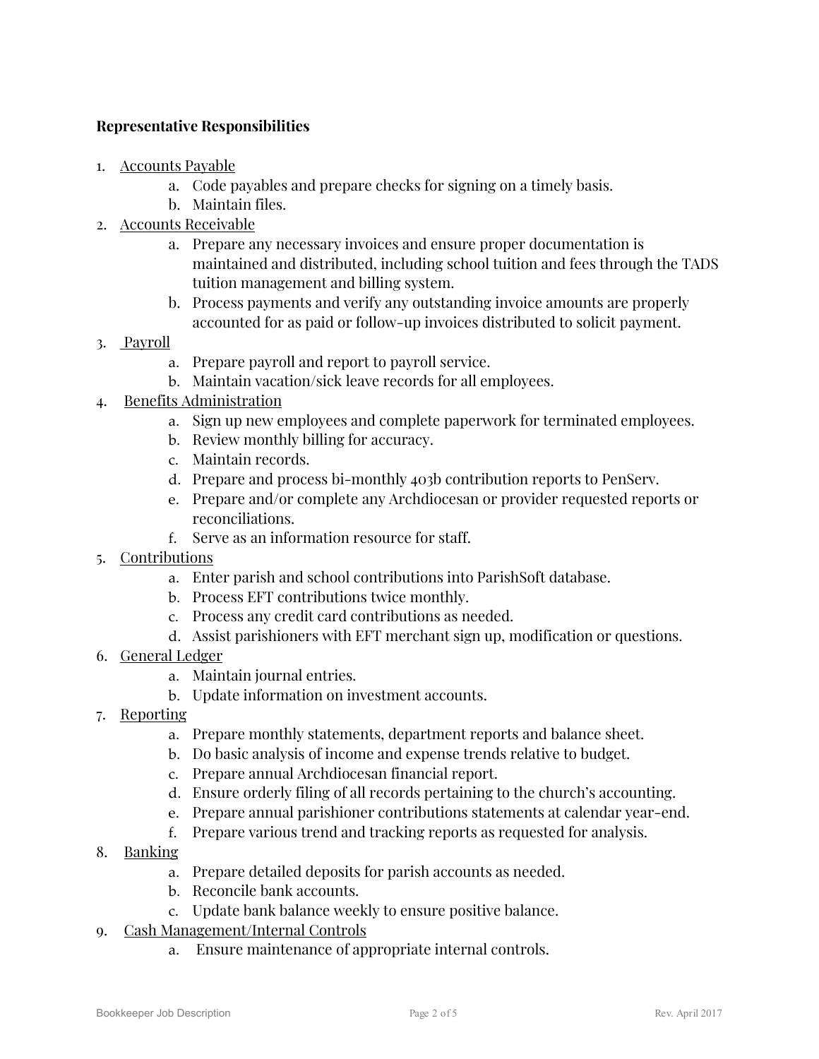**Representative Responsibilities**

1. Accounts Payable
    a. Code payables and prepare checks for signing on a timely basis.
    b. Maintain files.
2. Accounts Receivable
    a. Prepare any necessary invoices and ensure proper documentation is maintained and distributed, including school tuition and fees through the TADS tuition management and billing system.
    b. Process payments and verify any outstanding invoice amounts are properly accounted for as paid or follow-up invoices distributed to solicit payment.
3. Payroll
    a. Prepare payroll and report to payroll service.
    b. Maintain vacation/sick leave records for all employees.
4. Benefits Administration
    a. Sign up new employees and complete paperwork for terminated employees.
    b. Review monthly billing for accuracy.
    c. Maintain records.
    d. Prepare and process bi-monthly 403b contribution reports to PenServ.
    e. Prepare and/or complete any Archdiocesan or provider requested reports or reconciliations.
    f. Serve as an information resource for staff.
5. Contributions
    a. Enter parish and school contributions into ParishSoft database.
    b. Process EFT contributions twice monthly.
    c. Process any credit card contributions as needed.
    d. Assist parishioners with EFT merchant sign up, modification or questions.
6. General Ledger
    a. Maintain journal entries.
    b. Update information on investment accounts.
7. Reporting
    a. Prepare monthly statements, department reports and balance sheet.
    b. Do basic analysis of income and expense trends relative to budget.
    c. Prepare annual Archdiocesan financial report.
    d. Ensure orderly filing of all records pertaining to the church's accounting.
    e. Prepare annual parishioner contributions statements at calendar year-end.
    f. Prepare various trend and tracking reports as requested for analysis.
8. Banking
    a. Prepare detailed deposits for parish accounts as needed.
    b. Reconcile bank accounts.
    c. Update bank balance weekly to ensure positive balance.
9. Cash Management/Internal Controls
    a. Ensure maintenance of appropriate internal controls.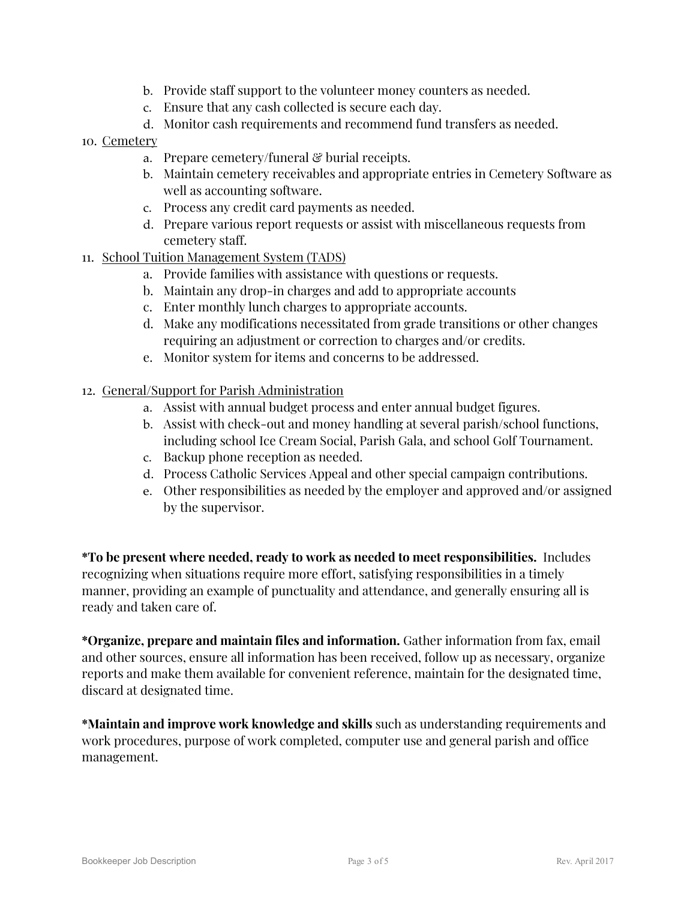b. Provide staff support to the volunteer money counters as needed.
   c. Ensure that any cash collected is secure each day.
   d. Monitor cash requirements and recommend fund transfers as needed.

10. <u>Cemetery</u>
    a. Prepare cemetery/funeral & burial receipts.
    b. Maintain cemetery receivables and appropriate entries in Cemetery Software as well as accounting software.
    c. Process any credit card payments as needed.
    d. Prepare various report requests or assist with miscellaneous requests from cemetery staff.

11. <u>School Tuition Management System (TADS)</u>
    a. Provide families with assistance with questions or requests.
    b. Maintain any drop-in charges and add to appropriate accounts
    c. Enter monthly lunch charges to appropriate accounts.
    d. Make any modifications necessitated from grade transitions or other changes requiring an adjustment or correction to charges and/or credits.
    e. Monitor system for items and concerns to be addressed.

12. <u>General/Support for Parish Administration</u>
    a. Assist with annual budget process and enter annual budget figures.
    b. Assist with check-out and money handling at several parish/school functions, including school Ice Cream Social, Parish Gala, and school Golf Tournament.
    c. Backup phone reception as needed.
    d. Process Catholic Services Appeal and other special campaign contributions.
    e. Other responsibilities as needed by the employer and approved and/or assigned by the supervisor.

**\*To be present where needed, ready to work as needed to meet responsibilities.** Includes recognizing when situations require more effort, satisfying responsibilities in a timely manner, providing an example of punctuality and attendance, and generally ensuring all is ready and taken care of.

**\*Organize, prepare and maintain files and information.** Gather information from fax, email and other sources, ensure all information has been received, follow up as necessary, organize reports and make them available for convenient reference, maintain for the designated time, discard at designated time.

**\*Maintain and improve work knowledge and skills** such as understanding requirements and work procedures, purpose of work completed, computer use and general parish and office management.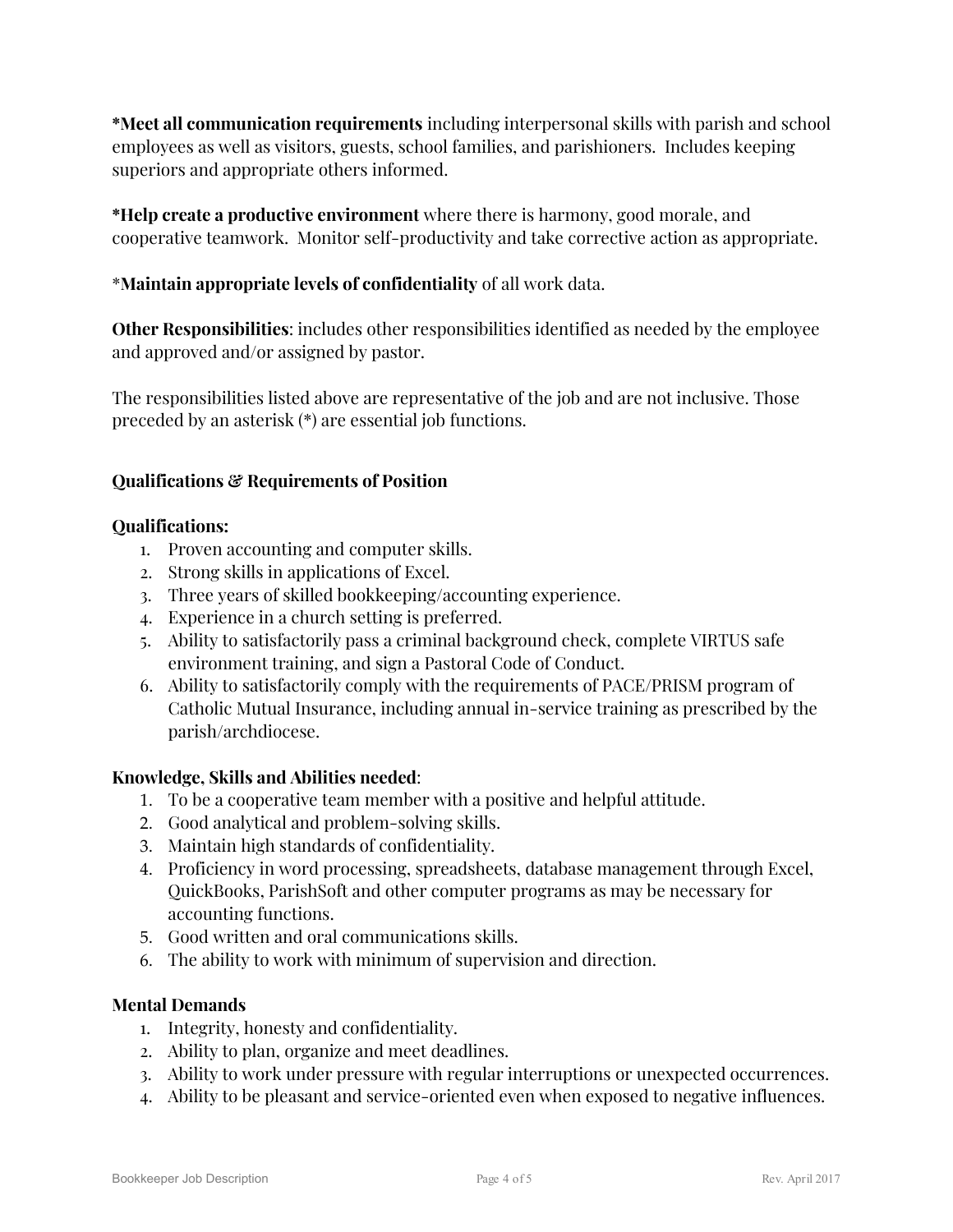***Meet all communication requirements** including interpersonal skills with parish and school employees as well as visitors, guests, school families, and parishioners. Includes keeping superiors and appropriate others informed.

***Help create a productive environment** where there is harmony, good morale, and cooperative teamwork. Monitor self-productivity and take corrective action as appropriate.

\***Maintain appropriate levels of confidentiality** of all work data.

**Other Responsibilities**: includes other responsibilities identified as needed by the employee and approved and/or assigned by pastor.

The responsibilities listed above are representative of the job and are not inclusive. Those preceded by an asterisk (*) are essential job functions.

**Qualifications & Requirements of Position**

**Qualifications:**

1. Proven accounting and computer skills.
2. Strong skills in applications of Excel.
3. Three years of skilled bookkeeping/accounting experience.
4. Experience in a church setting is preferred.
5. Ability to satisfactorily pass a criminal background check, complete VIRTUS safe environment training, and sign a Pastoral Code of Conduct.
6. Ability to satisfactorily comply with the requirements of PACE/PRISM program of Catholic Mutual Insurance, including annual in-service training as prescribed by the parish/archdiocese.

**Knowledge, Skills and Abilities needed**:

1. To be a cooperative team member with a positive and helpful attitude.
2. Good analytical and problem-solving skills.
3. Maintain high standards of confidentiality.
4. Proficiency in word processing, spreadsheets, database management through Excel, QuickBooks, ParishSoft and other computer programs as may be necessary for accounting functions.
5. Good written and oral communications skills.
6. The ability to work with minimum of supervision and direction.

**Mental Demands**

1. Integrity, honesty and confidentiality.
2. Ability to plan, organize and meet deadlines.
3. Ability to work under pressure with regular interruptions or unexpected occurrences.
4. Ability to be pleasant and service-oriented even when exposed to negative influences.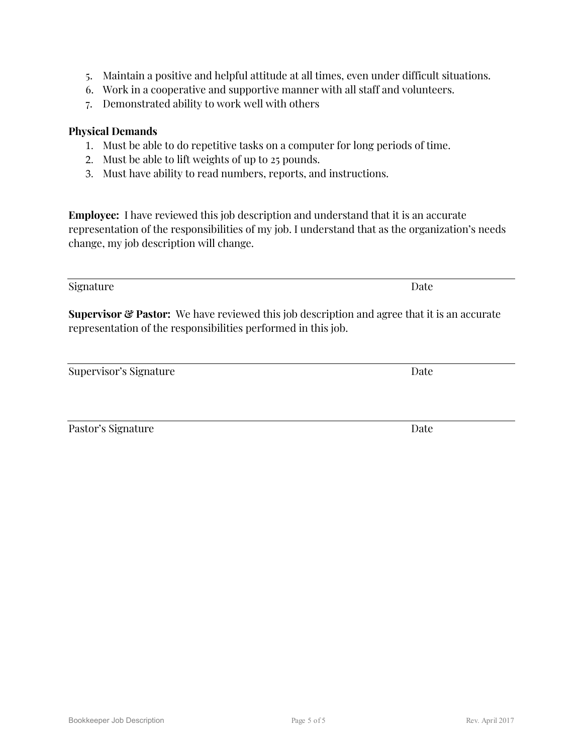5. Maintain a positive and helpful attitude at all times, even under difficult situations.
6. Work in a cooperative and supportive manner with all staff and volunteers.
7. Demonstrated ability to work well with others

**Physical Demands**

1. Must be able to do repetitive tasks on a computer for long periods of time.
2. Must be able to lift weights of up to 25 pounds.
3. Must have ability to read numbers, reports, and instructions.

**Employee:** I have reviewed this job description and understand that it is an accurate representation of the responsibilities of my job. I understand that as the organization's needs change, my job description will change.

___________________________________________________________________________

Signature Date

**Supervisor & Pastor:** We have reviewed this job description and agree that it is an accurate representation of the responsibilities performed in this job.

___________________________________________________________________________

Supervisor's Signature Date

___________________________________________________________________________

Pastor's Signature Date